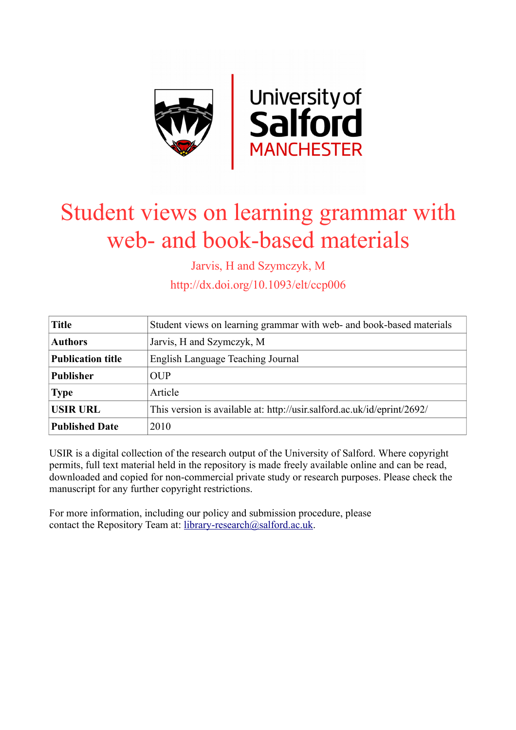# Student views on learning grammar with web- and book-based materials

Jarvis, H and Szymczyk, M

http://dx.doi.org/10.1093/elt/ccp006

| **Title** | Student views on learning grammar with web- and book-based materials |
|---|---|
| **Authors** | Jarvis, H and Szymczyk, M |
| **Publication title** | English Language Teaching Journal |
| **Publisher** | OUP |
| **Type** | Article |
| **USIR URL** | This version is available at: http://usir.salford.ac.uk/id/eprint/2692/ |
| **Published Date** | 2010 |

USIR is a digital collection of the research output of the University of Salford. Where copyright permits, full text material held in the repository is made freely available online and can be read, downloaded and copied for non-commercial private study or research purposes. Please check the manuscript for any further copyright restrictions.

For more information, including our policy and submission procedure, please contact the Repository Team at: library-research@salford.ac.uk.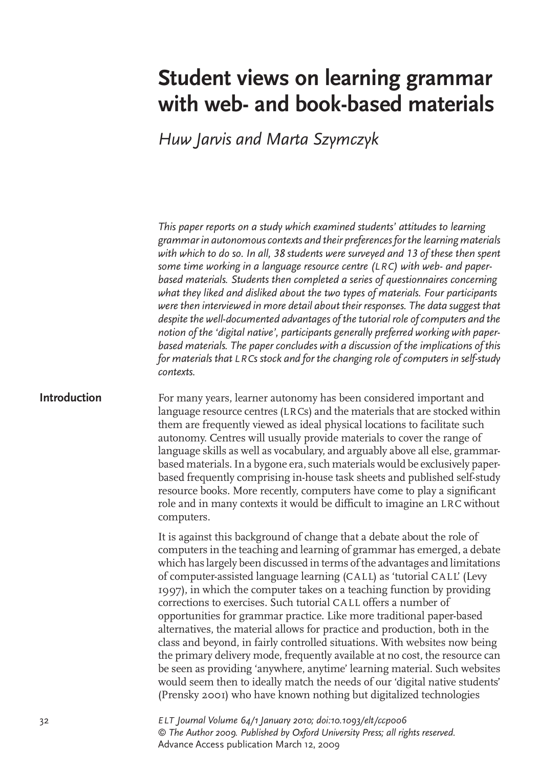# Student views on learning grammar with web- and book-based materials

*Huw Jarvis and Marta Szymczyk*

*This paper reports on a study which examined students' attitudes to learning grammar in autonomous contexts and their preferences for the learning materials with which to do so. In all, 38 students were surveyed and 13 of these then spent some time working in a language resource centre (LRC) with web- and paper-based materials. Students then completed a series of questionnaires concerning what they liked and disliked about the two types of materials. Four participants were then interviewed in more detail about their responses. The data suggest that despite the well-documented advantages of the tutorial role of computers and the notion of the 'digital native', participants generally preferred working with paper-based materials. The paper concludes with a discussion of the implications of this for materials that LRCs stock and for the changing role of computers in self-study contexts.*

## Introduction

For many years, learner autonomy has been considered important and language resource centres (LRCs) and the materials that are stocked within them are frequently viewed as ideal physical locations to facilitate such autonomy. Centres will usually provide materials to cover the range of language skills as well as vocabulary, and arguably above all else, grammar-based materials. In a bygone era, such materials would be exclusively paper-based frequently comprising in-house task sheets and published self-study resource books. More recently, computers have come to play a significant role and in many contexts it would be difficult to imagine an LRC without computers.

It is against this background of change that a debate about the role of computers in the teaching and learning of grammar has emerged, a debate which has largely been discussed in terms of the advantages and limitations of computer-assisted language learning (CALL) as 'tutorial CALL' (Levy 1997), in which the computer takes on a teaching function by providing corrections to exercises. Such tutorial CALL offers a number of opportunities for grammar practice. Like more traditional paper-based alternatives, the material allows for practice and production, both in the class and beyond, in fairly controlled situations. With websites now being the primary delivery mode, frequently available at no cost, the resource can be seen as providing 'anywhere, anytime' learning material. Such websites would seem then to ideally match the needs of our 'digital native students' (Prensky 2001) who have known nothing but digitalized technologies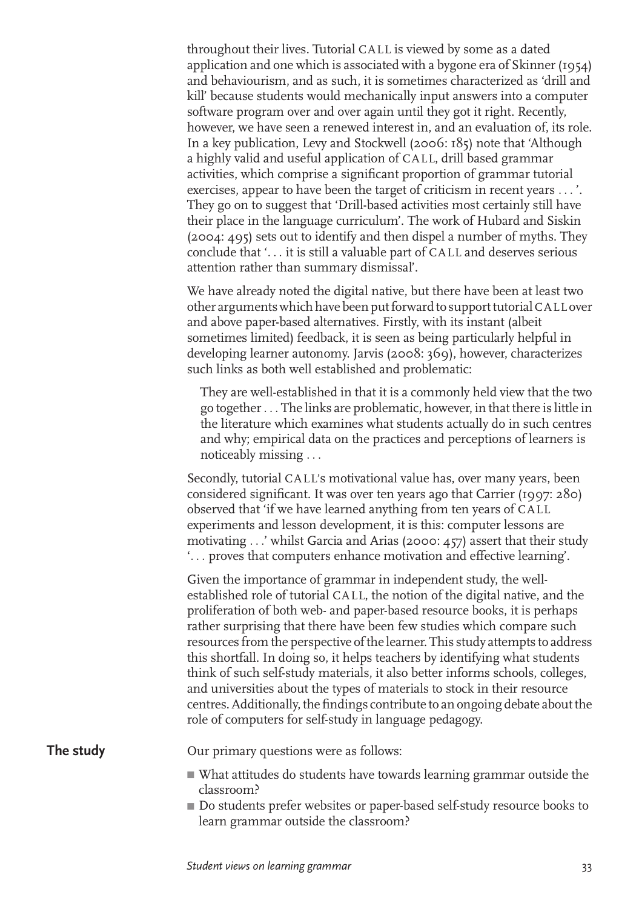throughout their lives. Tutorial CALL is viewed by some as a dated application and one which is associated with a bygone era of Skinner (1954) and behaviourism, and as such, it is sometimes characterized as 'drill and kill' because students would mechanically input answers into a computer software program over and over again until they got it right. Recently, however, we have seen a renewed interest in, and an evaluation of, its role. In a key publication, Levy and Stockwell (2006: 185) note that 'Although a highly valid and useful application of CALL, drill based grammar activities, which comprise a significant proportion of grammar tutorial exercises, appear to have been the target of criticism in recent years . . . '. They go on to suggest that 'Drill-based activities most certainly still have their place in the language curriculum'. The work of Hubard and Siskin (2004: 495) sets out to identify and then dispel a number of myths. They conclude that '. . . it is still a valuable part of CALL and deserves serious attention rather than summary dismissal'.

We have already noted the digital native, but there have been at least two other arguments which have been put forward to support tutorial CALL over and above paper-based alternatives. Firstly, with its instant (albeit sometimes limited) feedback, it is seen as being particularly helpful in developing learner autonomy. Jarvis (2008: 369), however, characterizes such links as both well established and problematic:

> They are well-established in that it is a commonly held view that the two go together . . . The links are problematic, however, in that there is little in the literature which examines what students actually do in such centres and why; empirical data on the practices and perceptions of learners is noticeably missing . . .

Secondly, tutorial CALL's motivational value has, over many years, been considered significant. It was over ten years ago that Carrier (1997: 280) observed that 'if we have learned anything from ten years of CALL experiments and lesson development, it is this: computer lessons are motivating . . .' whilst Garcia and Arias (2000: 457) assert that their study '. . . proves that computers enhance motivation and effective learning'.

Given the importance of grammar in independent study, the well-established role of tutorial CALL, the notion of the digital native, and the proliferation of both web- and paper-based resource books, it is perhaps rather surprising that there have been few studies which compare such resources from the perspective of the learner. This study attempts to address this shortfall. In doing so, it helps teachers by identifying what students think of such self-study materials, it also better informs schools, colleges, and universities about the types of materials to stock in their resource centres. Additionally, the findings contribute to an ongoing debate about the role of computers for self-study in language pedagogy.

## The study

Our primary questions were as follows:

- What attitudes do students have towards learning grammar outside the classroom?
- Do students prefer websites or paper-based self-study resource books to learn grammar outside the classroom?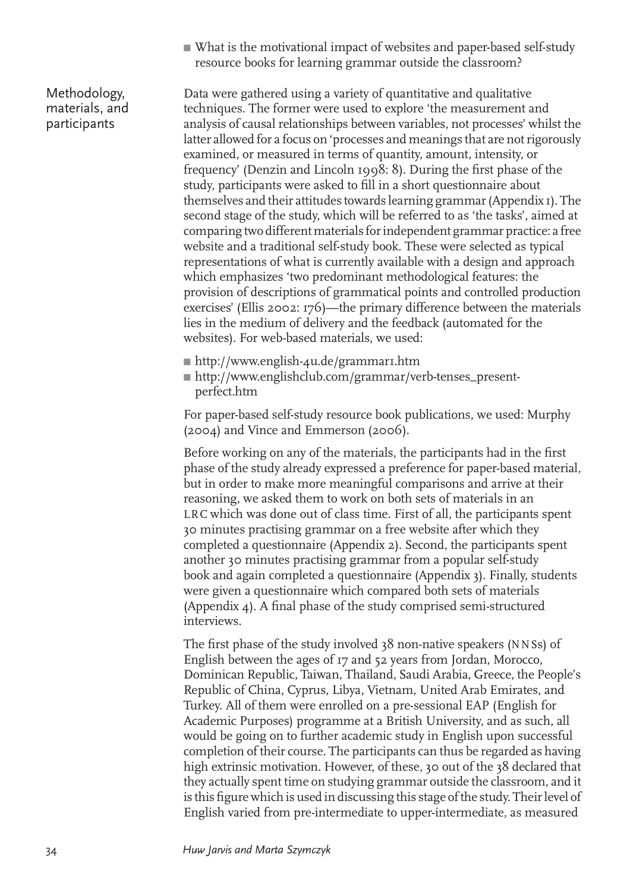- What is the motivational impact of websites and paper-based self-study resource books for learning grammar outside the classroom?

## Methodology, materials, and participants

Data were gathered using a variety of quantitative and qualitative techniques. The former were used to explore 'the measurement and analysis of causal relationships between variables, not processes' whilst the latter allowed for a focus on 'processes and meanings that are not rigorously examined, or measured in terms of quantity, amount, intensity, or frequency' (Denzin and Lincoln 1998: 8). During the first phase of the study, participants were asked to fill in a short questionnaire about themselves and their attitudes towards learning grammar (Appendix 1). The second stage of the study, which will be referred to as 'the tasks', aimed at comparing two different materials for independent grammar practice: a free website and a traditional self-study book. These were selected as typical representations of what is currently available with a design and approach which emphasizes 'two predominant methodological features: the provision of descriptions of grammatical points and controlled production exercises' (Ellis 2002: 176)—the primary difference between the materials lies in the medium of delivery and the feedback (automated for the websites). For web-based materials, we used:

- http://www.english-4u.de/grammar1.htm
- http://www.englishclub.com/grammar/verb-tenses_present-perfect.htm

For paper-based self-study resource book publications, we used: Murphy (2004) and Vince and Emmerson (2006).

Before working on any of the materials, the participants had in the first phase of the study already expressed a preference for paper-based material, but in order to make more meaningful comparisons and arrive at their reasoning, we asked them to work on both sets of materials in an LRC which was done out of class time. First of all, the participants spent 30 minutes practising grammar on a free website after which they completed a questionnaire (Appendix 2). Second, the participants spent another 30 minutes practising grammar from a popular self-study book and again completed a questionnaire (Appendix 3). Finally, students were given a questionnaire which compared both sets of materials (Appendix 4). A final phase of the study comprised semi-structured interviews.

The first phase of the study involved 38 non-native speakers (NNSs) of English between the ages of 17 and 52 years from Jordan, Morocco, Dominican Republic, Taiwan, Thailand, Saudi Arabia, Greece, the People's Republic of China, Cyprus, Libya, Vietnam, United Arab Emirates, and Turkey. All of them were enrolled on a pre-sessional EAP (English for Academic Purposes) programme at a British University, and as such, all would be going on to further academic study in English upon successful completion of their course. The participants can thus be regarded as having high extrinsic motivation. However, of these, 30 out of the 38 declared that they actually spent time on studying grammar outside the classroom, and it is this figure which is used in discussing this stage of the study. Their level of English varied from pre-intermediate to upper-intermediate, as measured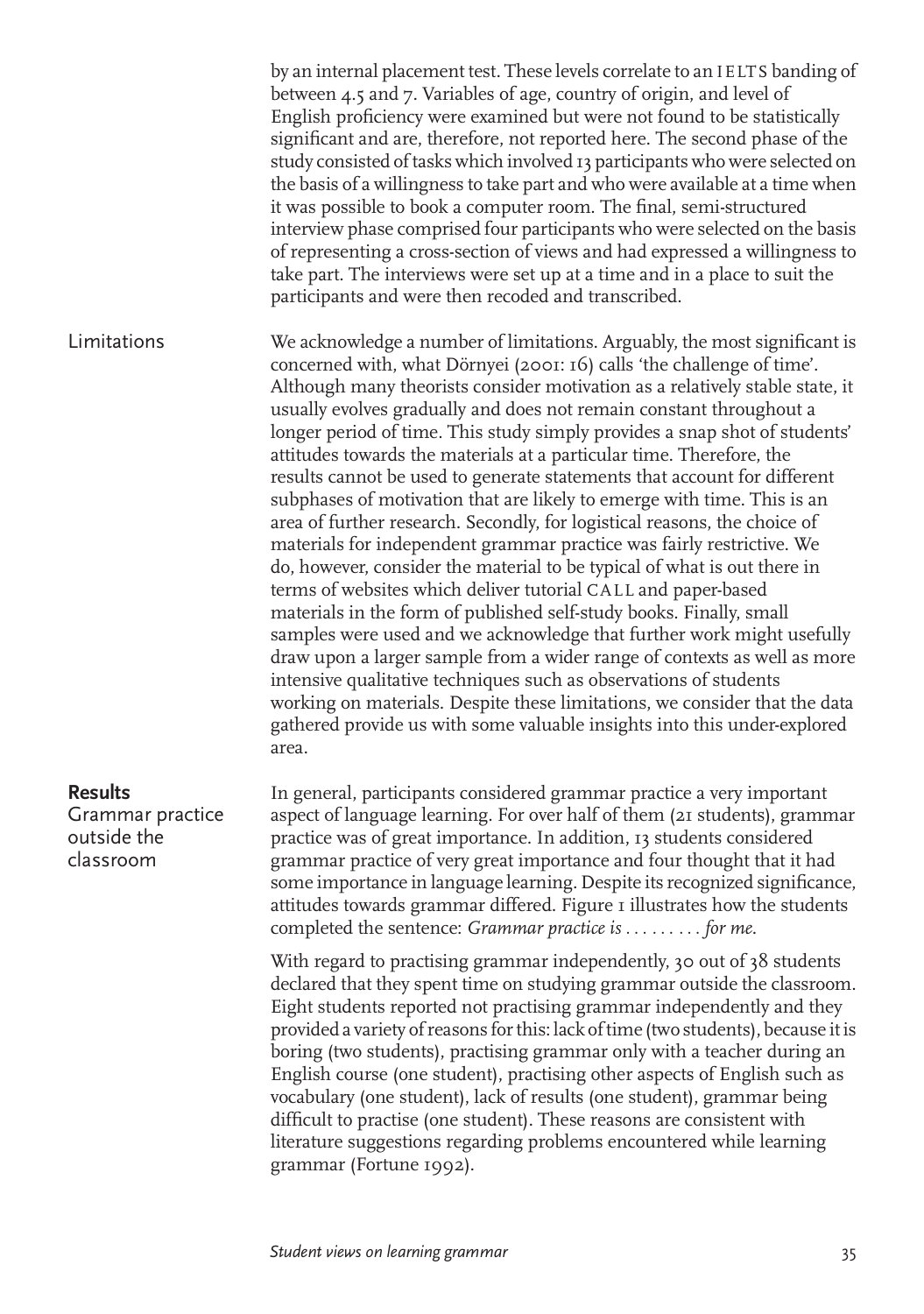by an internal placement test. These levels correlate to an IELTS banding of between 4.5 and 7. Variables of age, country of origin, and level of English proficiency were examined but were not found to be statistically significant and are, therefore, not reported here. The second phase of the study consisted of tasks which involved 13 participants who were selected on the basis of a willingness to take part and who were available at a time when it was possible to book a computer room. The final, semi-structured interview phase comprised four participants who were selected on the basis of representing a cross-section of views and had expressed a willingness to take part. The interviews were set up at a time and in a place to suit the participants and were then recoded and transcribed.

### Limitations

We acknowledge a number of limitations. Arguably, the most significant is concerned with, what Dörnyei (2001: 16) calls 'the challenge of time'. Although many theorists consider motivation as a relatively stable state, it usually evolves gradually and does not remain constant throughout a longer period of time. This study simply provides a snap shot of students' attitudes towards the materials at a particular time. Therefore, the results cannot be used to generate statements that account for different subphases of motivation that are likely to emerge with time. This is an area of further research. Secondly, for logistical reasons, the choice of materials for independent grammar practice was fairly restrictive. We do, however, consider the material to be typical of what is out there in terms of websites which deliver tutorial CALL and paper-based materials in the form of published self-study books. Finally, small samples were used and we acknowledge that further work might usefully draw upon a larger sample from a wider range of contexts as well as more intensive qualitative techniques such as observations of students working on materials. Despite these limitations, we consider that the data gathered provide us with some valuable insights into this under-explored area.

## Results

### Grammar practice outside the classroom

In general, participants considered grammar practice a very important aspect of language learning. For over half of them (21 students), grammar practice was of great importance. In addition, 13 students considered grammar practice of very great importance and four thought that it had some importance in language learning. Despite its recognized significance, attitudes towards grammar differed. Figure 1 illustrates how the students completed the sentence: *Grammar practice is . . . . . . . . . for me.*

With regard to practising grammar independently, 30 out of 38 students declared that they spent time on studying grammar outside the classroom. Eight students reported not practising grammar independently and they provided a variety of reasons for this: lack of time (two students), because it is boring (two students), practising grammar only with a teacher during an English course (one student), practising other aspects of English such as vocabulary (one student), lack of results (one student), grammar being difficult to practise (one student). These reasons are consistent with literature suggestions regarding problems encountered while learning grammar (Fortune 1992).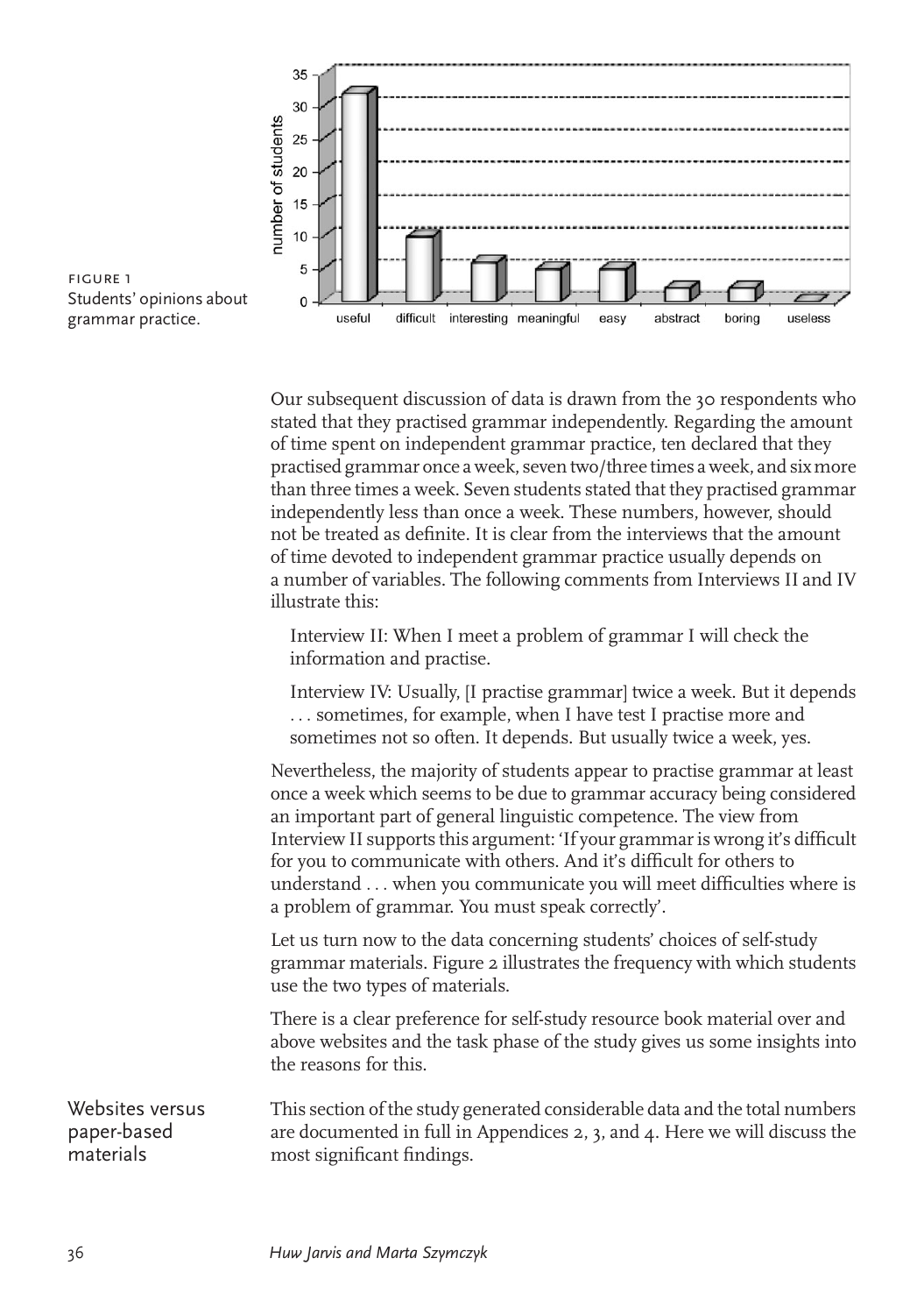FIGURE 1
Students' opinions about grammar practice.

Our subsequent discussion of data is drawn from the 30 respondents who stated that they practised grammar independently. Regarding the amount of time spent on independent grammar practice, ten declared that they practised grammar once a week, seven two/three times a week, and six more than three times a week. Seven students stated that they practised grammar independently less than once a week. These numbers, however, should not be treated as definite. It is clear from the interviews that the amount of time devoted to independent grammar practice usually depends on a number of variables. The following comments from Interviews II and IV illustrate this:

> Interview II: When I meet a problem of grammar I will check the information and practise.
>
> Interview IV: Usually, [I practise grammar] twice a week. But it depends . . . sometimes, for example, when I have test I practise more and sometimes not so often. It depends. But usually twice a week, yes.

Nevertheless, the majority of students appear to practise grammar at least once a week which seems to be due to grammar accuracy being considered an important part of general linguistic competence. The view from Interview II supports this argument: 'If your grammar is wrong it's difficult for you to communicate with others. And it's difficult for others to understand . . . when you communicate you will meet difficulties where is a problem of grammar. You must speak correctly'.

Let us turn now to the data concerning students' choices of self-study grammar materials. Figure 2 illustrates the frequency with which students use the two types of materials.

There is a clear preference for self-study resource book material over and above websites and the task phase of the study gives us some insights into the reasons for this.

## Websites versus paper-based materials

This section of the study generated considerable data and the total numbers are documented in full in Appendices 2, 3, and 4. Here we will discuss the most significant findings.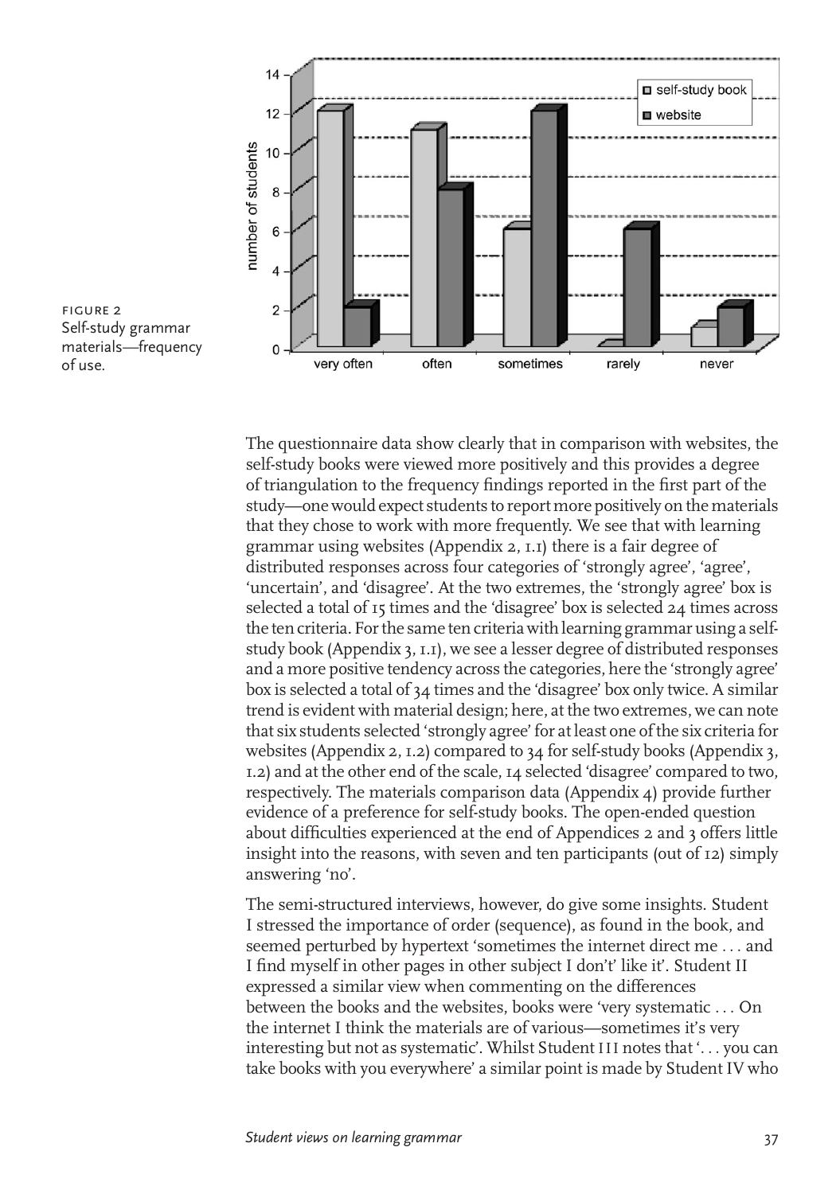FIGURE 2
Self-study grammar materials—frequency of use.

The questionnaire data show clearly that in comparison with websites, the self-study books were viewed more positively and this provides a degree of triangulation to the frequency findings reported in the first part of the study—one would expect students to report more positively on the materials that they chose to work with more frequently. We see that with learning grammar using websites (Appendix 2, 1.1) there is a fair degree of distributed responses across four categories of 'strongly agree', 'agree', 'uncertain', and 'disagree'. At the two extremes, the 'strongly agree' box is selected a total of 15 times and the 'disagree' box is selected 24 times across the ten criteria. For the same ten criteria with learning grammar using a self-study book (Appendix 3, 1.1), we see a lesser degree of distributed responses and a more positive tendency across the categories, here the 'strongly agree' box is selected a total of 34 times and the 'disagree' box only twice. A similar trend is evident with material design; here, at the two extremes, we can note that six students selected 'strongly agree' for at least one of the six criteria for websites (Appendix 2, 1.2) compared to 34 for self-study books (Appendix 3, 1.2) and at the other end of the scale, 14 selected 'disagree' compared to two, respectively. The materials comparison data (Appendix 4) provide further evidence of a preference for self-study books. The open-ended question about difficulties experienced at the end of Appendices 2 and 3 offers little insight into the reasons, with seven and ten participants (out of 12) simply answering 'no'.

The semi-structured interviews, however, do give some insights. Student I stressed the importance of order (sequence), as found in the book, and seemed perturbed by hypertext 'sometimes the internet direct me . . . and I find myself in other pages in other subject I don't' like it'. Student II expressed a similar view when commenting on the differences between the books and the websites, books were 'very systematic . . . On the internet I think the materials are of various—sometimes it's very interesting but not as systematic'. Whilst Student III notes that '. . . you can take books with you everywhere' a similar point is made by Student IV who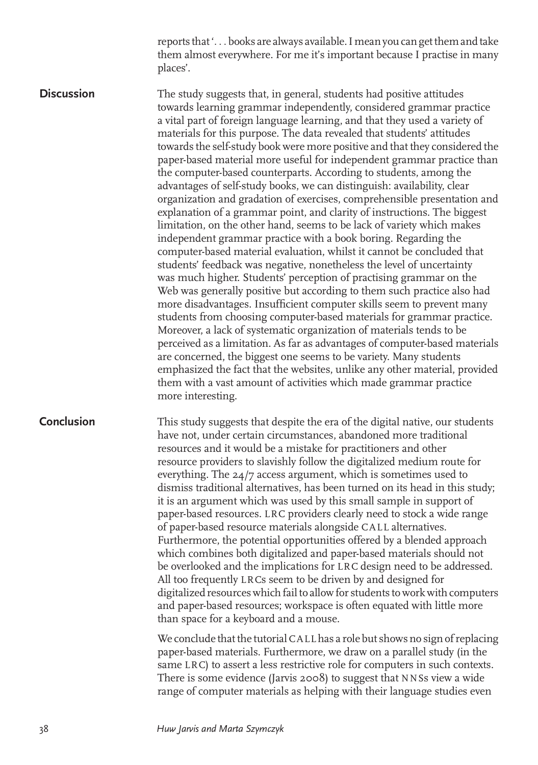reports that '. . . books are always available. I mean you can get them and take them almost everywhere. For me it's important because I practise in many places'.

## Discussion

The study suggests that, in general, students had positive attitudes towards learning grammar independently, considered grammar practice a vital part of foreign language learning, and that they used a variety of materials for this purpose. The data revealed that students' attitudes towards the self-study book were more positive and that they considered the paper-based material more useful for independent grammar practice than the computer-based counterparts. According to students, among the advantages of self-study books, we can distinguish: availability, clear organization and gradation of exercises, comprehensible presentation and explanation of a grammar point, and clarity of instructions. The biggest limitation, on the other hand, seems to be lack of variety which makes independent grammar practice with a book boring. Regarding the computer-based material evaluation, whilst it cannot be concluded that students' feedback was negative, nonetheless the level of uncertainty was much higher. Students' perception of practising grammar on the Web was generally positive but according to them such practice also had more disadvantages. Insufficient computer skills seem to prevent many students from choosing computer-based materials for grammar practice. Moreover, a lack of systematic organization of materials tends to be perceived as a limitation. As far as advantages of computer-based materials are concerned, the biggest one seems to be variety. Many students emphasized the fact that the websites, unlike any other material, provided them with a vast amount of activities which made grammar practice more interesting.

## Conclusion

This study suggests that despite the era of the digital native, our students have not, under certain circumstances, abandoned more traditional resources and it would be a mistake for practitioners and other resource providers to slavishly follow the digitalized medium route for everything. The 24/7 access argument, which is sometimes used to dismiss traditional alternatives, has been turned on its head in this study; it is an argument which was used by this small sample in support of paper-based resources. LRC providers clearly need to stock a wide range of paper-based resource materials alongside CALL alternatives. Furthermore, the potential opportunities offered by a blended approach which combines both digitalized and paper-based materials should not be overlooked and the implications for LRC design need to be addressed. All too frequently LRCs seem to be driven by and designed for digitalized resources which fail to allow for students to work with computers and paper-based resources; workspace is often equated with little more than space for a keyboard and a mouse.

We conclude that the tutorial CALL has a role but shows no sign of replacing paper-based materials. Furthermore, we draw on a parallel study (in the same LRC) to assert a less restrictive role for computers in such contexts. There is some evidence (Jarvis 2008) to suggest that NNSs view a wide range of computer materials as helping with their language studies even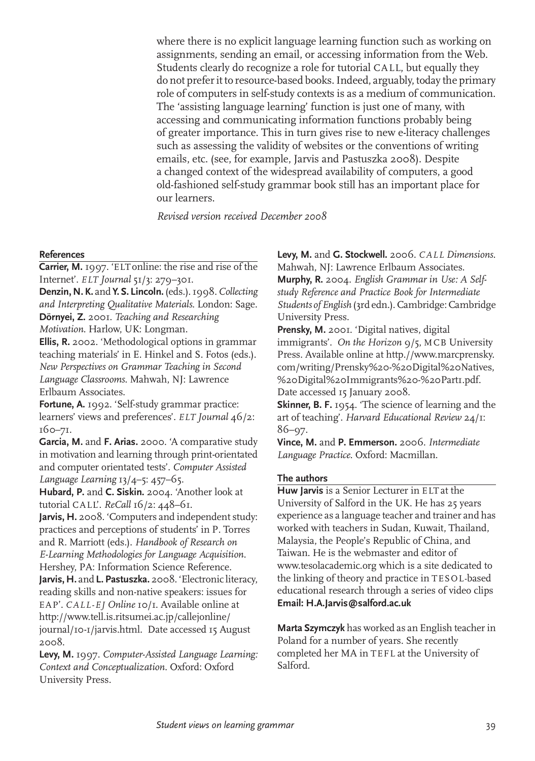where there is no explicit language learning function such as working on assignments, sending an email, or accessing information from the Web. Students clearly do recognize a role for tutorial CALL, but equally they do not prefer it to resource-based books. Indeed, arguably, today the primary role of computers in self-study contexts is as a medium of communication. The 'assisting language learning' function is just one of many, with accessing and communicating information functions probably being of greater importance. This in turn gives rise to new e-literacy challenges such as assessing the validity of websites or the conventions of writing emails, etc. (see, for example, Jarvis and Pastuszka 2008). Despite a changed context of the widespread availability of computers, a good old-fashioned self-study grammar book still has an important place for our learners.

*Revised version received December 2008*

## References

**Carrier, M.** 1997. 'ELT online: the rise and rise of the Internet'. *ELT Journal* 51/3: 279–301.

**Denzin, N. K.** and **Y. S. Lincoln.** (eds.). 1998. *Collecting and Interpreting Qualitative Materials*. London: Sage.

**Dörnyei, Z.** 2001. *Teaching and Researching Motivation*. Harlow, UK: Longman.

**Ellis, R.** 2002. 'Methodological options in grammar teaching materials' in E. Hinkel and S. Fotos (eds.). *New Perspectives on Grammar Teaching in Second Language Classrooms*. Mahwah, NJ: Lawrence Erlbaum Associates.

**Fortune, A.** 1992. 'Self-study grammar practice: learners' views and preferences'. *ELT Journal* 46/2: 160–71.

**Garcia, M.** and **F. Arias.** 2000. 'A comparative study in motivation and learning through print-orientated and computer orientated tests'. *Computer Assisted Language Learning* 13/4–5: 457–65.

**Hubard, P.** and **C. Siskin.** 2004. 'Another look at tutorial CALL'. *ReCall* 16/2: 448–61.

**Jarvis, H.** 2008. 'Computers and independent study: practices and perceptions of students' in P. Torres and R. Marriott (eds.). *Handbook of Research on E-Learning Methodologies for Language Acquisition*. Hershey, PA: Information Science Reference.

**Jarvis, H.** and **L. Pastuszka.** 2008. 'Electronic literacy, reading skills and non-native speakers: issues for EAP'. *CALL-EJ Online* 10/1. Available online at http://www.tell.is.ritsumei.ac.jp/callejonline/journal/10-1/jarvis.html. Date accessed 15 August 2008.

**Levy, M.** 1997. *Computer-Assisted Language Learning: Context and Conceptualization*. Oxford: Oxford University Press.

**Levy, M.** and **G. Stockwell.** 2006. *CALL Dimensions*. Mahwah, NJ: Lawrence Erlbaum Associates.

**Murphy, R.** 2004. *English Grammar in Use: A Self-study Reference and Practice Book for Intermediate Students of English* (3rd edn.). Cambridge: Cambridge University Press.

**Prensky, M.** 2001. 'Digital natives, digital immigrants'. *On the Horizon* 9/5, MCB University Press. Available online at http.//www.marcprensky.com/writing/Prensky%20-%20Digital%20Natives,%20Digital%20Immigrants%20-%20Part1.pdf. Date accessed 15 January 2008.

**Skinner, B. F.** 1954. 'The science of learning and the art of teaching'. *Harvard Educational Review* 24/1: 86–97.

**Vince, M.** and **P. Emmerson.** 2006. *Intermediate Language Practice*. Oxford: Macmillan.

## The authors

**Huw Jarvis** is a Senior Lecturer in ELT at the University of Salford in the UK. He has 25 years experience as a language teacher and trainer and has worked with teachers in Sudan, Kuwait, Thailand, Malaysia, the People's Republic of China, and Taiwan. He is the webmaster and editor of www.tesolacademic.org which is a site dedicated to the linking of theory and practice in TESOL-based educational research through a series of video clips
**Email: H.A.Jarvis@salford.ac.uk**

**Marta Szymczyk** has worked as an English teacher in Poland for a number of years. She recently completed her MA in TEFL at the University of Salford.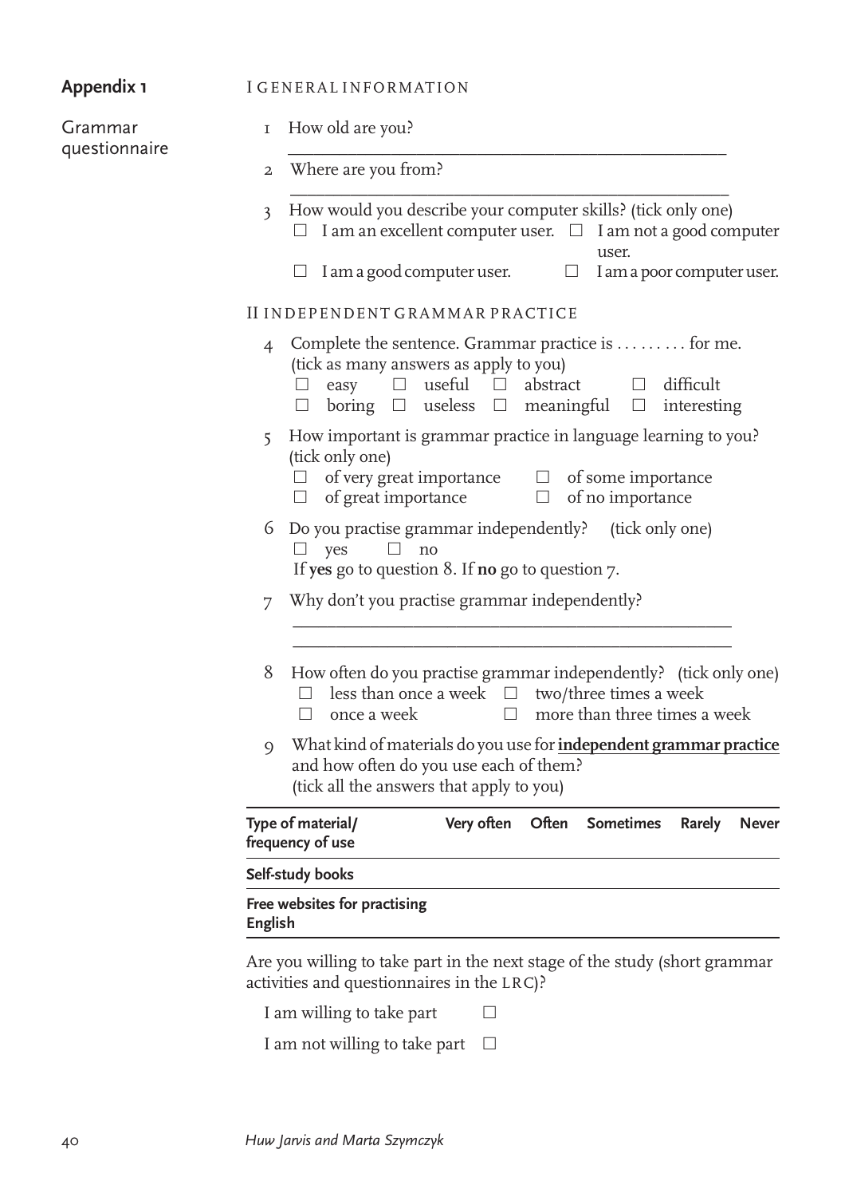## Appendix 1

### Grammar questionnaire

I GENERAL INFORMATION

1 How old are you?

\_\_\_\_\_\_\_\_\_\_\_\_\_\_\_\_\_\_\_\_\_\_\_\_\_\_\_\_\_\_\_\_\_\_\_\_\_\_\_\_\_\_\_\_

2 Where are you from?

\_\_\_\_\_\_\_\_\_\_\_\_\_\_\_\_\_\_\_\_\_\_\_\_\_\_\_\_\_\_\_\_\_\_\_\_\_\_\_\_\_\_\_\_

3 How would you describe your computer skills? (tick only one)

☐ I am an excellent computer user. ☐ I am not a good computer user.
☐ I am a good computer user. ☐ I am a poor computer user.

II INDEPENDENT GRAMMAR PRACTICE

4 Complete the sentence. Grammar practice is . . . . . . . . . for me. (tick as many answers as apply to you)

☐ easy ☐ useful ☐ abstract ☐ difficult
☐ boring ☐ useless ☐ meaningful ☐ interesting

5 How important is grammar practice in language learning to you? (tick only one)

☐ of very great importance ☐ of some importance
☐ of great importance ☐ of no importance

6 Do you practise grammar independently? (tick only one)

☐ yes ☐ no

If **yes** go to question 8. If **no** go to question 7.

7 Why don't you practise grammar independently?

\_\_\_\_\_\_\_\_\_\_\_\_\_\_\_\_\_\_\_\_\_\_\_\_\_\_\_\_\_\_\_\_\_\_\_\_\_\_\_\_\_\_\_\_

\_\_\_\_\_\_\_\_\_\_\_\_\_\_\_\_\_\_\_\_\_\_\_\_\_\_\_\_\_\_\_\_\_\_\_\_\_\_\_\_\_\_\_\_

8 How often do you practise grammar independently? (tick only one)

☐ less than once a week ☐ two/three times a week
☐ once a week ☐ more than three times a week

9 What kind of materials do you use for **independent grammar practice** and how often do you use each of them? (tick all the answers that apply to you)

| Type of material/ frequency of use | Very often | Often | Sometimes | Rarely | Never |
|---|---|---|---|---|---|
| Self-study books | | | | | |
| Free websites for practising English | | | | | |

Are you willing to take part in the next stage of the study (short grammar activities and questionnaires in the LRC)?

I am willing to take part ☐

I am not willing to take part ☐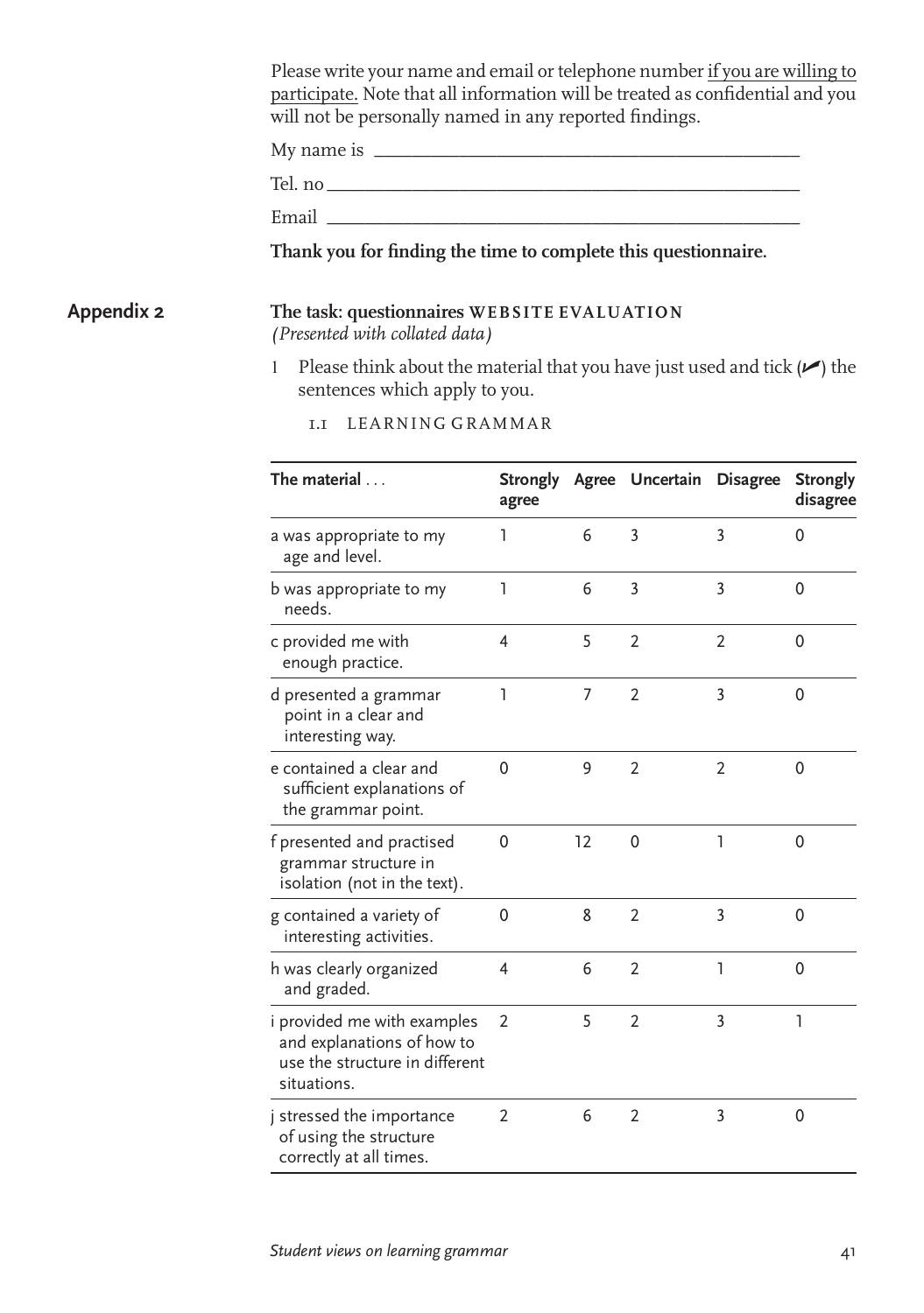Please write your name and email or telephone number <u>if you are willing to participate.</u> Note that all information will be treated as confidential and you will not be personally named in any reported findings.

My name is ______________________________________________

Tel. no ______________________________________________

Email ______________________________________________

**Thank you for finding the time to complete this questionnaire.**

## Appendix 2

**The task: questionnaires WEBSITE EVALUATION**
*(Presented with collated data)*

1 Please think about the material that you have just used and tick (✔) the sentences which apply to you.

1.1 LEARNING GRAMMAR

| The material ... | Strongly agree | Agree | Uncertain | Disagree | Strongly disagree |
|---|---|---|---|---|---|
| a was appropriate to my age and level. | 1 | 6 | 3 | 3 | 0 |
| b was appropriate to my needs. | 1 | 6 | 3 | 3 | 0 |
| c provided me with enough practice. | 4 | 5 | 2 | 2 | 0 |
| d presented a grammar point in a clear and interesting way. | 1 | 7 | 2 | 3 | 0 |
| e contained a clear and sufficient explanations of the grammar point. | 0 | 9 | 2 | 2 | 0 |
| f presented and practised grammar structure in isolation (not in the text). | 0 | 12 | 0 | 1 | 0 |
| g contained a variety of interesting activities. | 0 | 8 | 2 | 3 | 0 |
| h was clearly organized and graded. | 4 | 6 | 2 | 1 | 0 |
| i provided me with examples and explanations of how to use the structure in different situations. | 2 | 5 | 2 | 3 | 1 |
| j stressed the importance of using the structure correctly at all times. | 2 | 6 | 2 | 3 | 0 |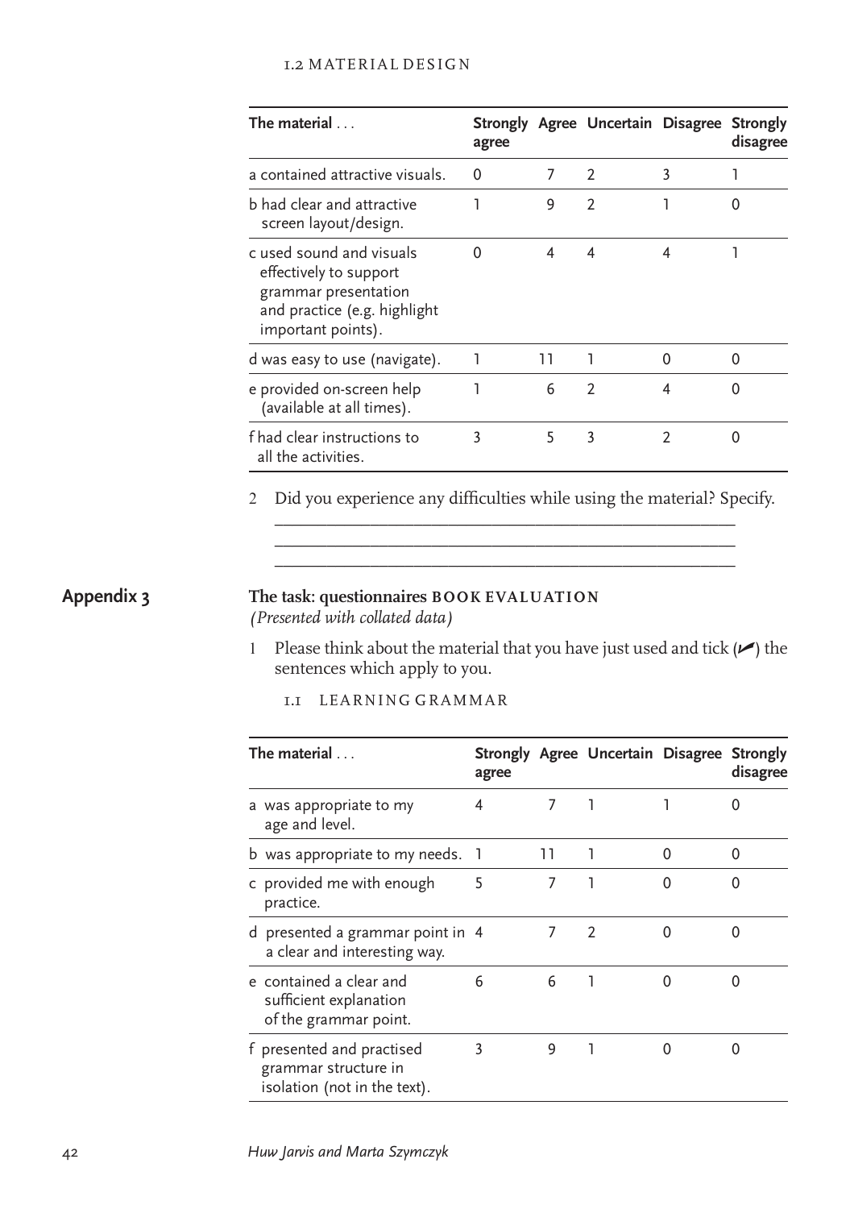1.2 MATERIAL DESIGN

| The material . . . | Strongly agree | Agree | Uncertain | Disagree | Strongly disagree |
|---|---|---|---|---|---|
| a contained attractive visuals. | 0 | 7 | 2 | 3 | 1 |
| b had clear and attractive screen layout/design. | 1 | 9 | 2 | 1 | 0 |
| c used sound and visuals effectively to support grammar presentation and practice (e.g. highlight important points). | 0 | 4 | 4 | 4 | 1 |
| d was easy to use (navigate). | 1 | 11 | 1 | 0 | 0 |
| e provided on-screen help (available at all times). | 1 | 6 | 2 | 4 | 0 |
| f had clear instructions to all the activities. | 3 | 5 | 3 | 2 | 0 |

2 Did you experience any difficulties while using the material? Specify.

_______________________________________________

_______________________________________________

_______________________________________________

## Appendix 3

**The task: questionnaires BOOK EVALUATION**
*(Presented with collated data)*

1 Please think about the material that you have just used and tick (✓) the sentences which apply to you.

1.1 LEARNING GRAMMAR

| The material . . . | Strongly agree | Agree | Uncertain | Disagree | Strongly disagree |
|---|---|---|---|---|---|
| a was appropriate to my age and level. | 4 | 7 | 1 | 1 | 0 |
| b was appropriate to my needs. | 1 | 11 | 1 | 0 | 0 |
| c provided me with enough practice. | 5 | 7 | 1 | 0 | 0 |
| d presented a grammar point in a clear and interesting way. | 4 | 7 | 2 | 0 | 0 |
| e contained a clear and sufficient explanation of the grammar point. | 6 | 6 | 1 | 0 | 0 |
| f presented and practised grammar structure in isolation (not in the text). | 3 | 9 | 1 | 0 | 0 |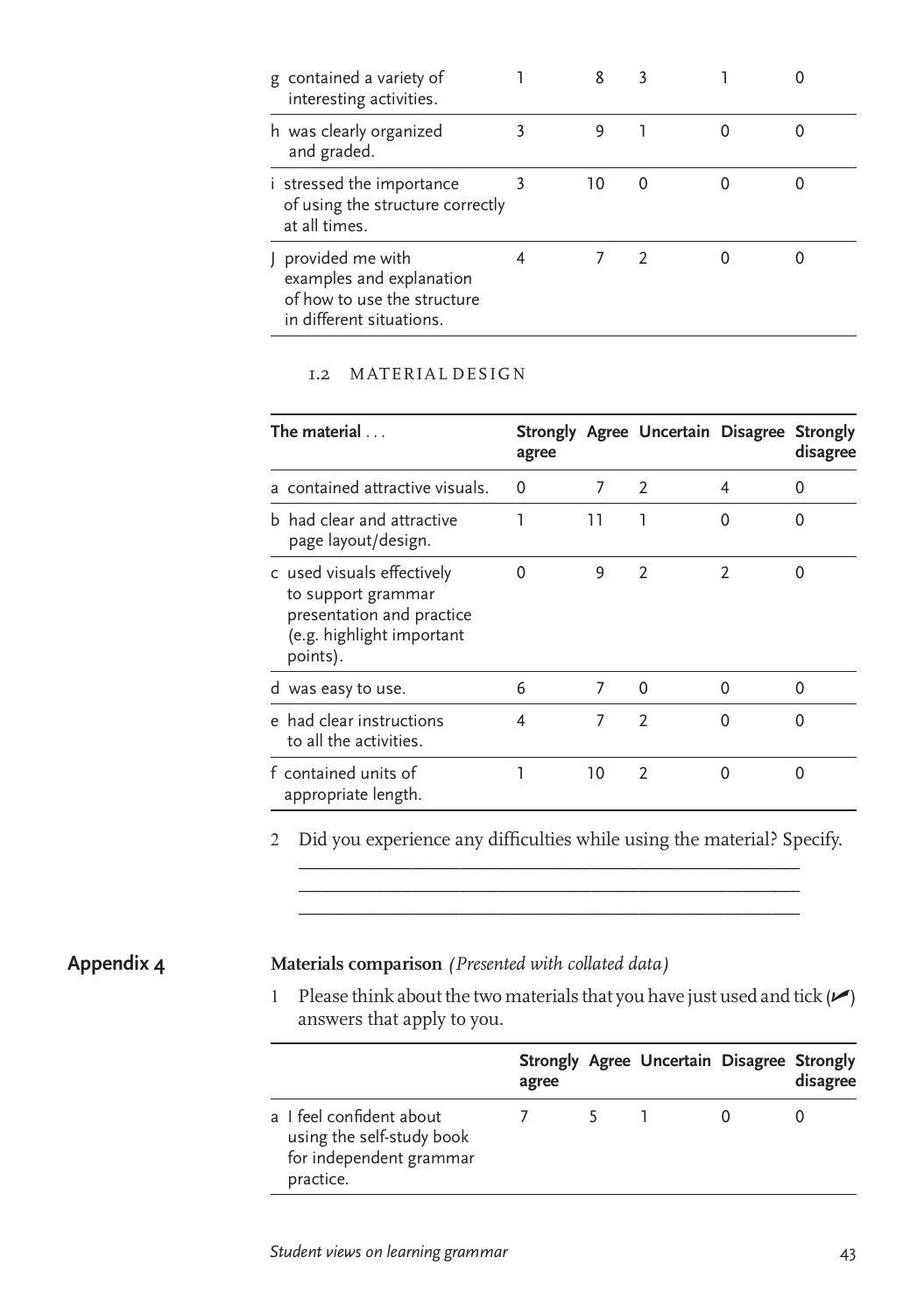| | | | | | |
|---|---|---|---|---|---|
| g contained a variety of interesting activities. | 1 | 8 | 3 | 1 | 0 |
| h was clearly organized and graded. | 3 | 9 | 1 | 0 | 0 |
| i stressed the importance of using the structure correctly at all times. | 3 | 10 | 0 | 0 | 0 |
| J provided me with examples and explanation of how to use the structure in different situations. | 4 | 7 | 2 | 0 | 0 |

### 1.2 MATERIAL DESIGN

| The material ... | Strongly agree | Agree | Uncertain | Disagree | Strongly disagree |
|---|---|---|---|---|---|
| a contained attractive visuals. | 0 | 7 | 2 | 4 | 0 |
| b had clear and attractive page layout/design. | 1 | 11 | 1 | 0 | 0 |
| c used visuals effectively to support grammar presentation and practice (e.g. highlight important points). | 0 | 9 | 2 | 2 | 0 |
| d was easy to use. | 6 | 7 | 0 | 0 | 0 |
| e had clear instructions to all the activities. | 4 | 7 | 2 | 0 | 0 |
| f contained units of appropriate length. | 1 | 10 | 2 | 0 | 0 |

2 Did you experience any difficulties while using the material? Specify.

\_\_\_\_\_\_\_\_\_\_\_\_\_\_\_\_\_\_\_\_\_\_\_\_\_\_\_\_\_\_\_\_\_\_\_\_\_\_\_\_\_\_\_\_\_\_\_\_\_\_\_\_

\_\_\_\_\_\_\_\_\_\_\_\_\_\_\_\_\_\_\_\_\_\_\_\_\_\_\_\_\_\_\_\_\_\_\_\_\_\_\_\_\_\_\_\_\_\_\_\_\_\_\_\_

\_\_\_\_\_\_\_\_\_\_\_\_\_\_\_\_\_\_\_\_\_\_\_\_\_\_\_\_\_\_\_\_\_\_\_\_\_\_\_\_\_\_\_\_\_\_\_\_\_\_\_\_

## Appendix 4

**Materials comparison** *(Presented with collated data)*

1 Please think about the two materials that you have just used and tick (✓) answers that apply to you.

| | Strongly agree | Agree | Uncertain | Disagree | Strongly disagree |
|---|---|---|---|---|---|
| a I feel confident about using the self-study book for independent grammar practice. | 7 | 5 | 1 | 0 | 0 |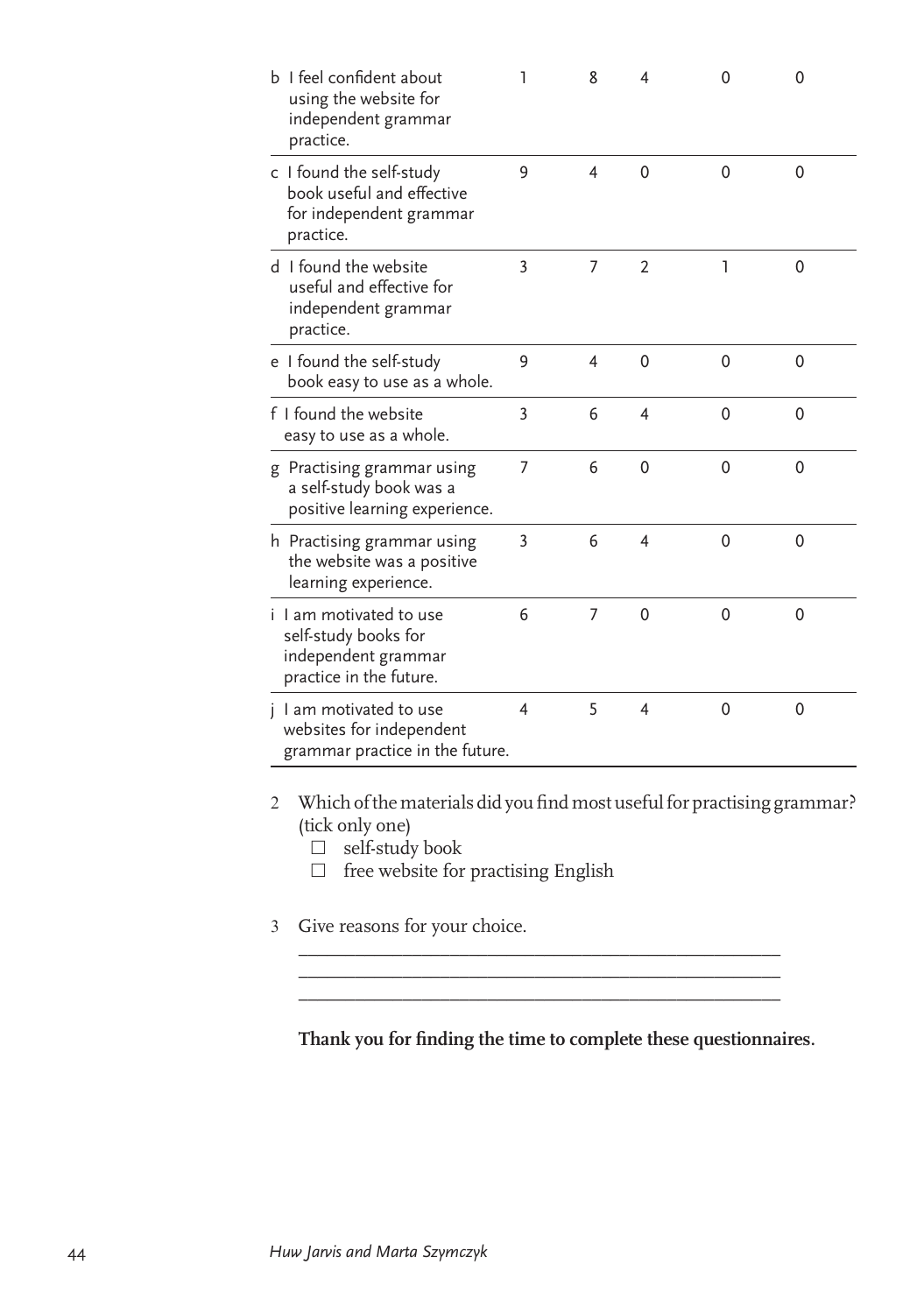| | | | | | |
|---|---|---|---|---|---|
| b I feel confident about using the website for independent grammar practice. | 1 | 8 | 4 | 0 | 0 |
| c I found the self-study book useful and effective for independent grammar practice. | 9 | 4 | 0 | 0 | 0 |
| d I found the website useful and effective for independent grammar practice. | 3 | 7 | 2 | 1 | 0 |
| e I found the self-study book easy to use as a whole. | 9 | 4 | 0 | 0 | 0 |
| f I found the website easy to use as a whole. | 3 | 6 | 4 | 0 | 0 |
| g Practising grammar using a self-study book was a positive learning experience. | 7 | 6 | 0 | 0 | 0 |
| h Practising grammar using the website was a positive learning experience. | 3 | 6 | 4 | 0 | 0 |
| i I am motivated to use self-study books for independent grammar practice in the future. | 6 | 7 | 0 | 0 | 0 |
| j I am motivated to use websites for independent grammar practice in the future. | 4 | 5 | 4 | 0 | 0 |

2 Which of the materials did you find most useful for practising grammar? (tick only one)
- ☐ self-study book
- ☐ free website for practising English

3 Give reasons for your choice.

\_\_\_\_\_\_\_\_\_\_\_\_\_\_\_\_\_\_\_\_\_\_\_\_\_\_\_\_\_\_\_\_\_\_\_\_\_\_\_\_\_\_\_\_\_\_\_\_

\_\_\_\_\_\_\_\_\_\_\_\_\_\_\_\_\_\_\_\_\_\_\_\_\_\_\_\_\_\_\_\_\_\_\_\_\_\_\_\_\_\_\_\_\_\_\_\_

\_\_\_\_\_\_\_\_\_\_\_\_\_\_\_\_\_\_\_\_\_\_\_\_\_\_\_\_\_\_\_\_\_\_\_\_\_\_\_\_\_\_\_\_\_\_\_\_

**Thank you for finding the time to complete these questionnaires.**